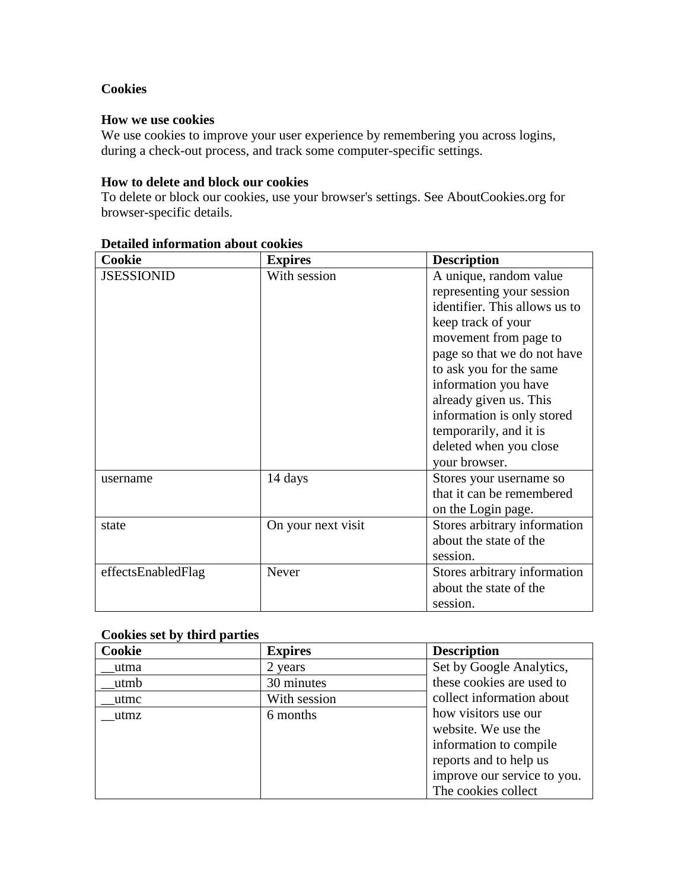**Cookies**

**How we use cookies**

We use cookies to improve your user experience by remembering you across logins, during a check-out process, and track some computer-specific settings.

**How to delete and block our cookies**

To delete or block our cookies, use your browser's settings. See AboutCookies.org for browser-specific details.

**Detailed information about cookies**

| Cookie | Expires | Description |
| --- | --- | --- |
| JSESSIONID | With session | A unique, random value representing your session identifier. This allows us to keep track of your movement from page to page so that we do not have to ask you for the same information you have already given us. This information is only stored temporarily, and it is deleted when you close your browser. |
| username | 14 days | Stores your username so that it can be remembered on the Login page. |
| state | On your next visit | Stores arbitrary information about the state of the session. |
| effectsEnabledFlag | Never | Stores arbitrary information about the state of the session. |

**Cookies set by third parties**

| Cookie | Expires | Description |
| --- | --- | --- |
| __utma | 2 years | Set by Google Analytics, these cookies are used to collect information about how visitors use our website. We use the information to compile reports and to help us improve our service to you. The cookies collect |
| __utmb | 30 minutes | |
| __utmc | With session | |
| __utmz | 6 months | |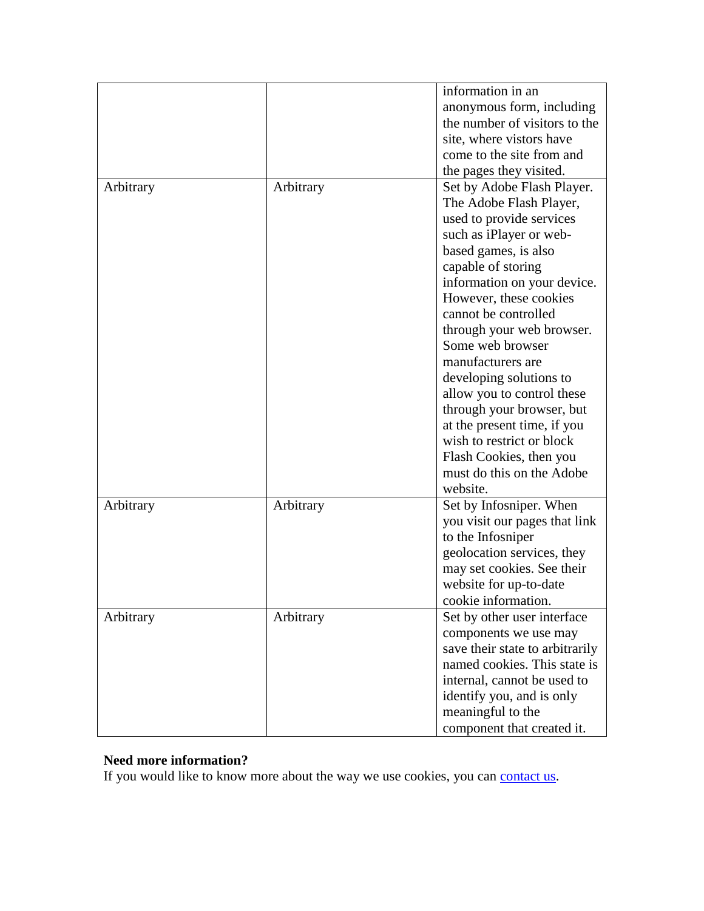| | | |
|---|---|---|
| | | information in an anonymous form, including the number of visitors to the site, where vistors have come to the site from and the pages they visited. |
| Arbitrary | Arbitrary | Set by Adobe Flash Player. The Adobe Flash Player, used to provide services such as iPlayer or web-based games, is also capable of storing information on your device. However, these cookies cannot be controlled through your web browser. Some web browser manufacturers are developing solutions to allow you to control these through your browser, but at the present time, if you wish to restrict or block Flash Cookies, then you must do this on the Adobe website. |
| Arbitrary | Arbitrary | Set by Infosniper. When you visit our pages that link to the Infosniper geolocation services, they may set cookies. See their website for up-to-date cookie information. |
| Arbitrary | Arbitrary | Set by other user interface components we use may save their state to arbitrarily named cookies. This state is internal, cannot be used to identify you, and is only meaningful to the component that created it. |

**Need more information?**

If you would like to know more about the way we use cookies, you can contact us.